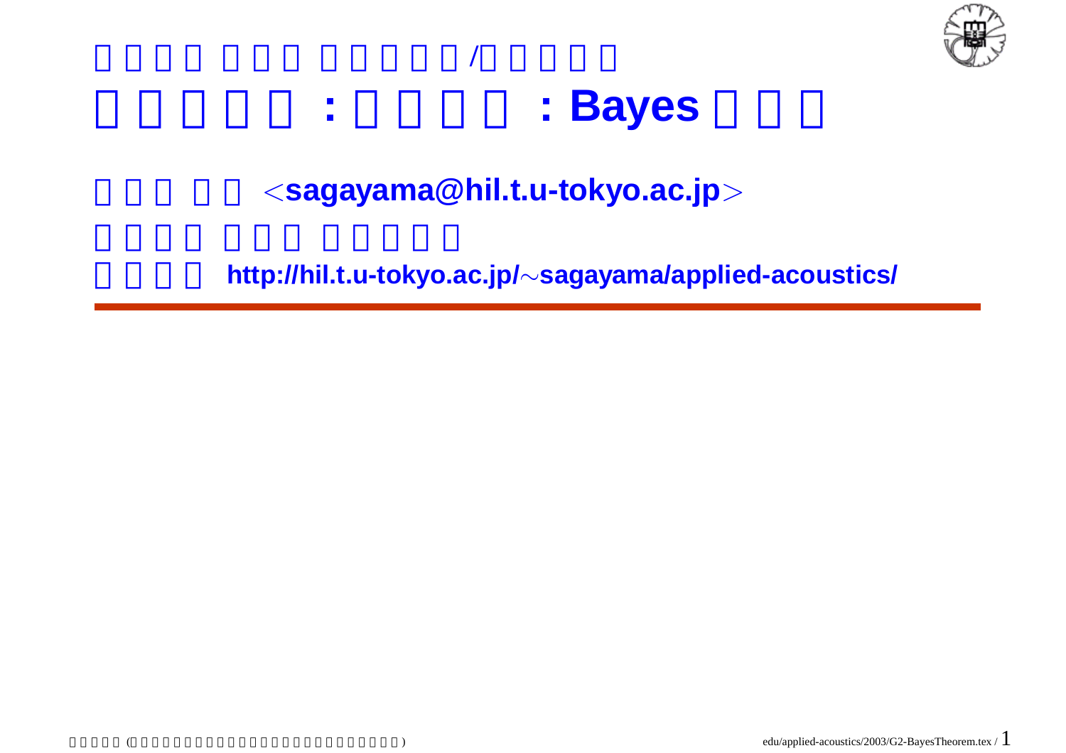/

# : : Bayes

<**sagayama@hil.t.u-tokyo.ac.jp**>

**http://hil.t.u-tokyo.ac.jp/~sagayama/applied-acoustics/**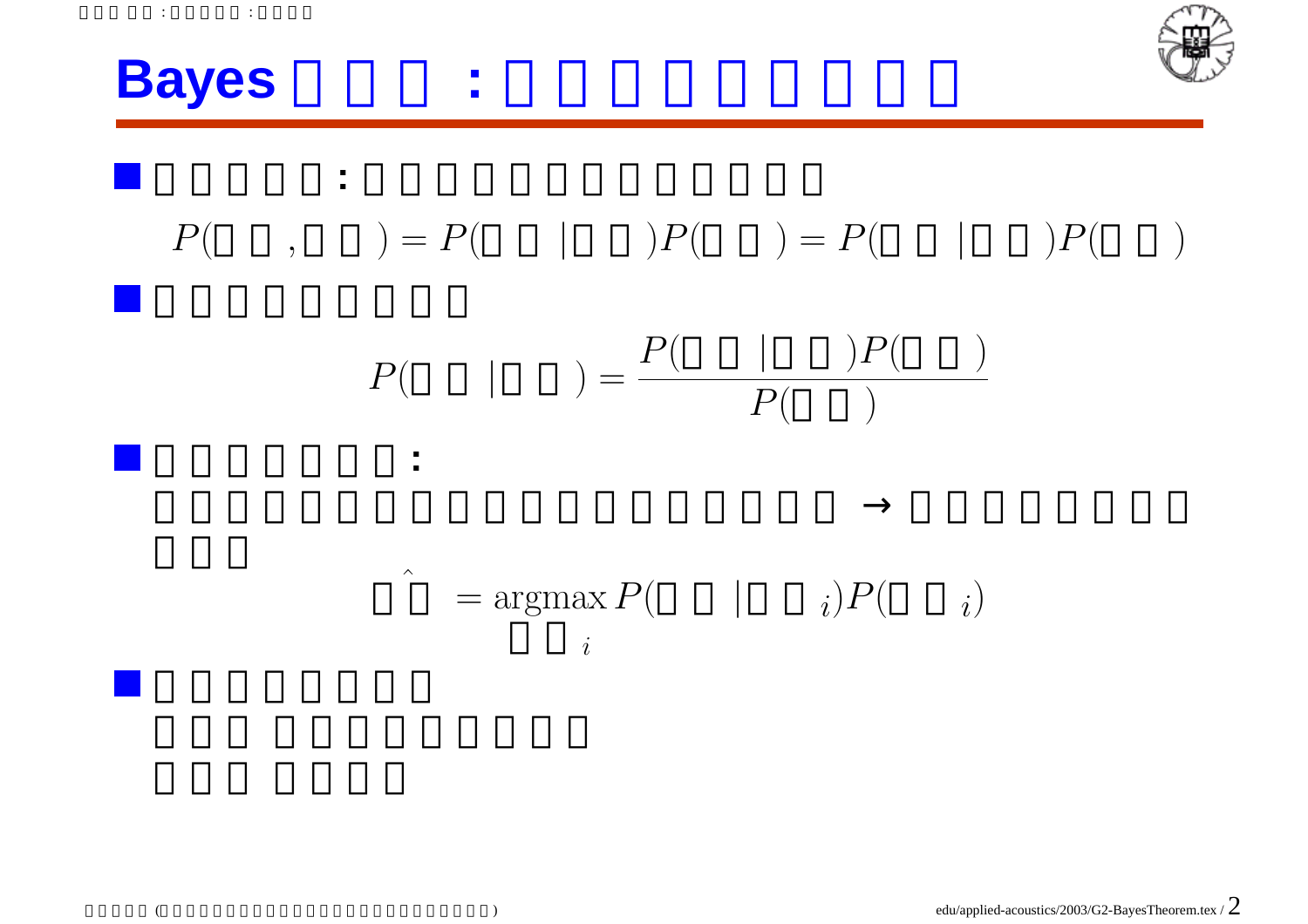# Bayes □□□ : □□□□□□□□□

- □□□□□ : □□□□□□□□□□□□□

$$P(□□,□□) = P(□□|□□)P(□□) = P(□□|□□)P(□□)$$

- □□□□□□□□□

$$P(□□|□□) = \frac{P(□□|□□)P(□□)}{P(□□)}$$

- □□□□□□□ :
  □□□□□□□□□□□□□□□□□□□ → □□□□□□□□
  □□□

$$\hat{□□} = \underset{□□_i}{\mathrm{argmax}}\, P(□□|□□_i)P(□□_i)$$

- □□□□□□□□
  □□□ □□□□□□□□□
  □□□ □□□□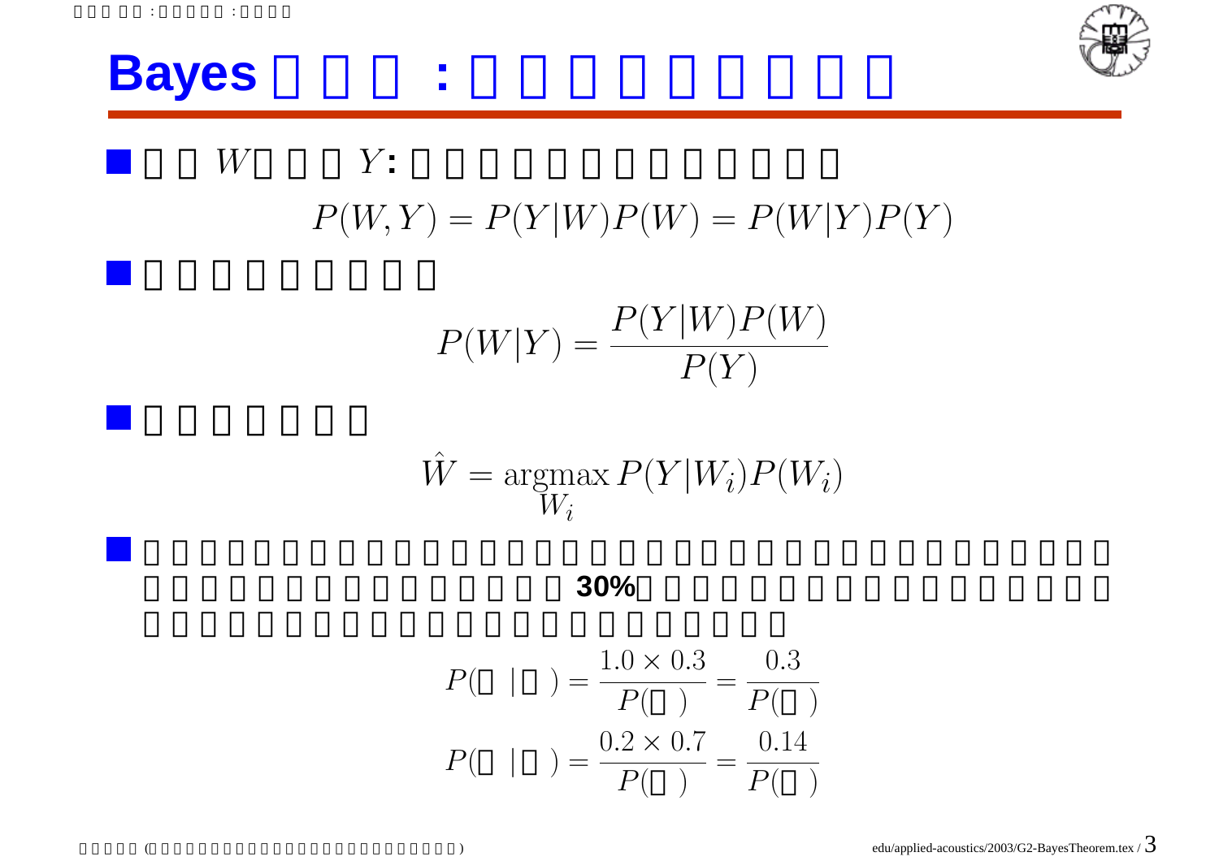# Bayes :

- $W$ $Y$:

$$P(W,Y) = P(Y|W)P(W) = P(W|Y)P(Y)$$

-

$$P(W|Y) = \frac{P(Y|W)P(W)}{P(Y)}$$

-

$$\hat{W} = \operatorname*{argmax}_{W_i} P(Y|W_i)P(W_i)$$

- **30%**

$$P(\;|\;) = \frac{1.0 \times 0.3}{P(\;)} = \frac{0.3}{P(\;)}$$

$$P(\;|\;) = \frac{0.2 \times 0.7}{P(\;)} = \frac{0.14}{P(\;)}$$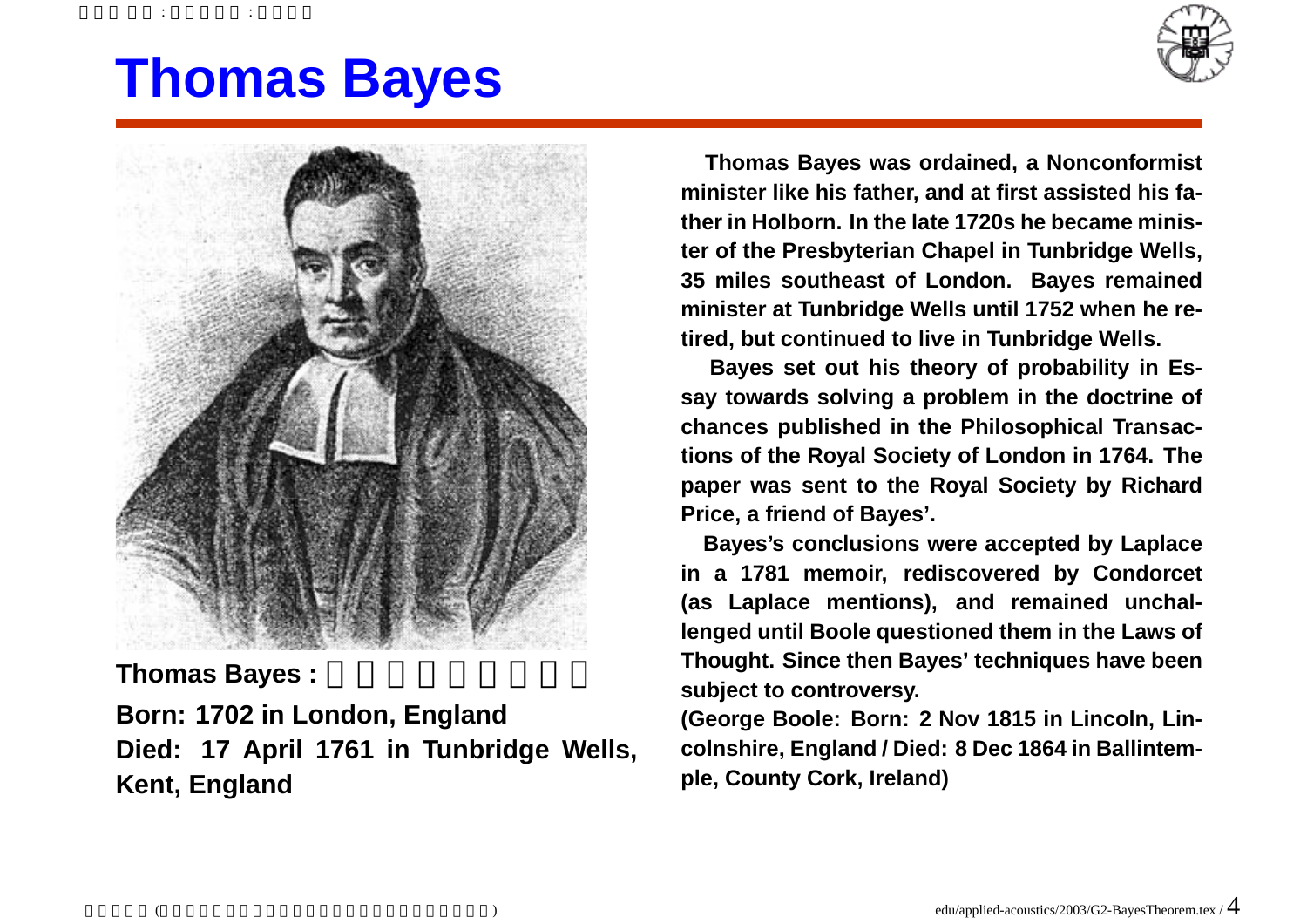# Thomas Bayes

**Thomas Bayes :**

**Born: 1702 in London, England**
**Died: 17 April 1761 in Tunbridge Wells, Kent, England**

**Thomas Bayes was ordained, a Nonconformist minister like his father, and at first assisted his father in Holborn. In the late 1720s he became minister of the Presbyterian Chapel in Tunbridge Wells, 35 miles southeast of London. Bayes remained minister at Tunbridge Wells until 1752 when he retired, but continued to live in Tunbridge Wells.**

**Bayes set out his theory of probability in Essay towards solving a problem in the doctrine of chances published in the Philosophical Transactions of the Royal Society of London in 1764. The paper was sent to the Royal Society by Richard Price, a friend of Bayes'.**

**Bayes's conclusions were accepted by Laplace in a 1781 memoir, rediscovered by Condorcet (as Laplace mentions), and remained unchallenged until Boole questioned them in the Laws of Thought. Since then Bayes' techniques have been subject to controversy.**

**(George Boole: Born: 2 Nov 1815 in Lincoln, Lincolnshire, England / Died: 8 Dec 1864 in Ballintemple, County Cork, Ireland)**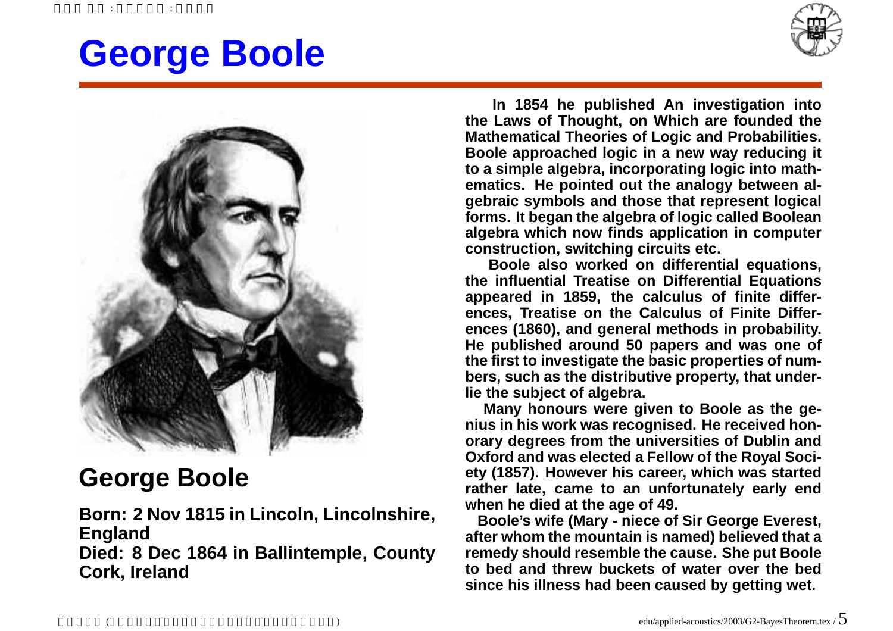# George Boole

## George Boole

**Born: 2 Nov 1815 in Lincoln, Lincolnshire, England**
**Died: 8 Dec 1864 in Ballintemple, County Cork, Ireland**

In 1854 he published An investigation into the Laws of Thought, on Which are founded the Mathematical Theories of Logic and Probabilities. Boole approached logic in a new way reducing it to a simple algebra, incorporating logic into mathematics. He pointed out the analogy between algebraic symbols and those that represent logical forms. It began the algebra of logic called Boolean algebra which now finds application in computer construction, switching circuits etc.

Boole also worked on differential equations, the influential Treatise on Differential Equations appeared in 1859, the calculus of finite differences, Treatise on the Calculus of Finite Differences (1860), and general methods in probability. He published around 50 papers and was one of the first to investigate the basic properties of numbers, such as the distributive property, that underlie the subject of algebra.

Many honours were given to Boole as the genius in his work was recognised. He received honorary degrees from the universities of Dublin and Oxford and was elected a Fellow of the Royal Society (1857). However his career, which was started rather late, came to an unfortunately early end when he died at the age of 49.

Boole's wife (Mary - niece of Sir George Everest, after whom the mountain is named) believed that a remedy should resemble the cause. She put Boole to bed and threw buckets of water over the bed since his illness had been caused by getting wet.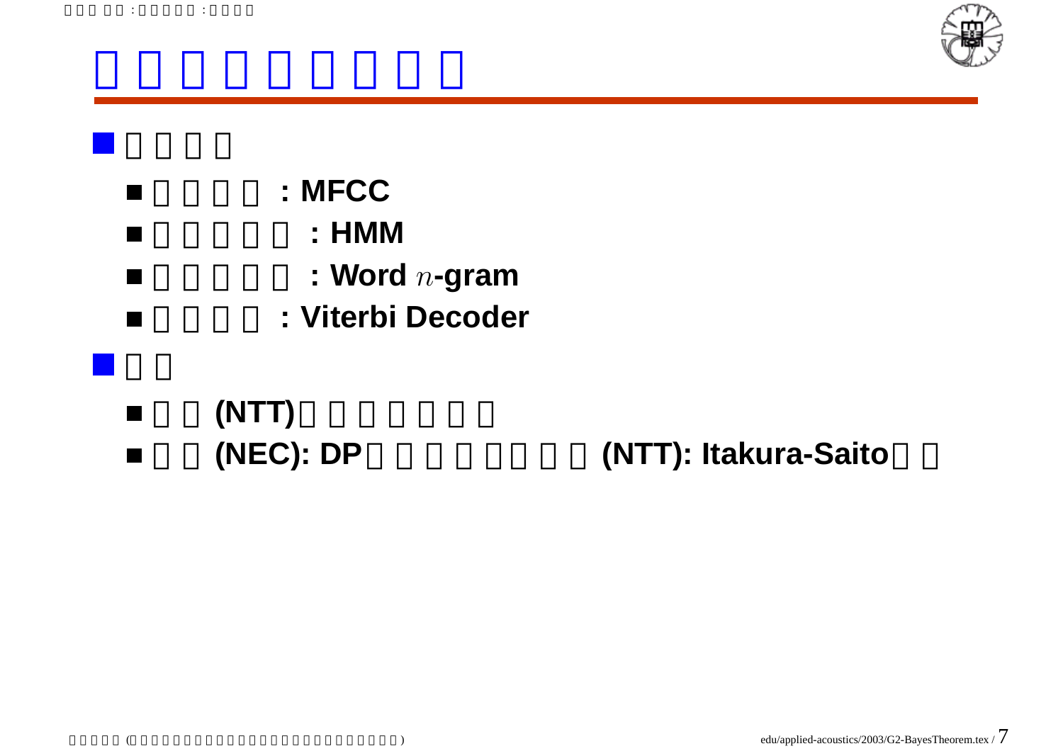- 
  - : MFCC
  - : HMM
  - : Word $n$-gram
  - : Viterbi Decoder
- 
  - (NTT)
  - (NEC): DP (NTT): Itakura-Saito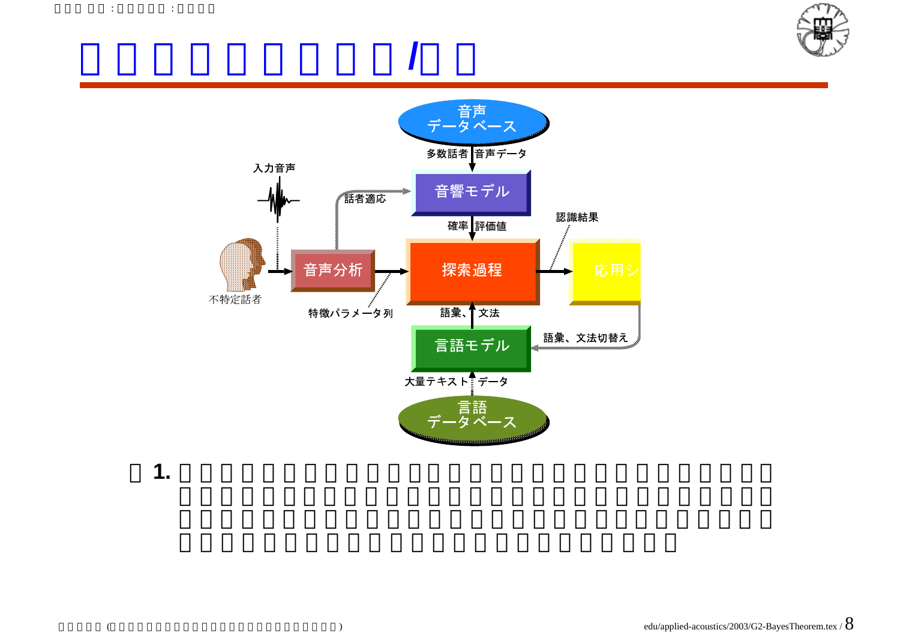# /

音声
データベース

多数話者 音声データ

入力音声

話者適応

音響モデル

確率 評価値

認識結果

不特定話者

音声分析

探索過程

応用シ

特徴パラメータ列

語彙、 文法

言語モデル

語彙、文法切替え

大量テキスト データ

言語
データベース

1.